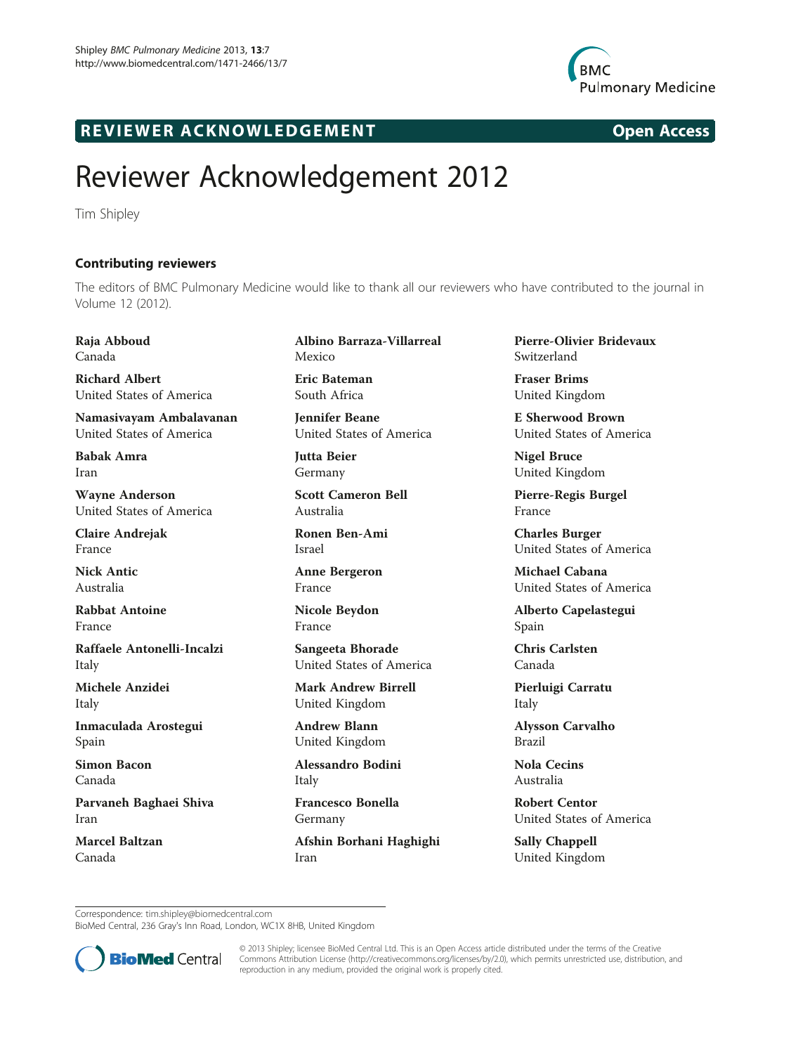# Reviewer Acknowledgement 2012

Tim Shipley

## Contributing reviewers

The editors of BMC Pulmonary Medicine would like to thank all our reviewers who have contributed to the journal in Volume 12 (2012).

**Raja Abboud**
Canada

**Richard Albert**
United States of America

**Namasivayam Ambalavanan**
United States of America

**Babak Amra**
Iran

**Wayne Anderson**
United States of America

**Claire Andrejak**
France

**Nick Antic**
Australia

**Rabbat Antoine**
France

**Raffaele Antonelli-Incalzi**
Italy

**Michele Anzidei**
Italy

**Inmaculada Arostegui**
Spain

**Simon Bacon**
Canada

**Parvaneh Baghaei Shiva**
Iran

**Marcel Baltzan**
Canada

**Albino Barraza-Villarreal**
Mexico

**Eric Bateman**
South Africa

**Jennifer Beane**
United States of America

**Jutta Beier**
Germany

**Scott Cameron Bell**
Australia

**Ronen Ben-Ami**
Israel

**Anne Bergeron**
France

**Nicole Beydon**
France

**Sangeeta Bhorade**
United States of America

**Mark Andrew Birrell**
United Kingdom

**Andrew Blann**
United Kingdom

**Alessandro Bodini**
Italy

**Francesco Bonella**
Germany

**Afshin Borhani Haghighi**
Iran

**Pierre-Olivier Bridevaux**
Switzerland

**Fraser Brims**
United Kingdom

**E Sherwood Brown**
United States of America

**Nigel Bruce**
United Kingdom

**Pierre-Regis Burgel**
France

**Charles Burger**
United States of America

**Michael Cabana**
United States of America

**Alberto Capelastegui**
Spain

**Chris Carlsten**
Canada

**Pierluigi Carratu**
Italy

**Alysson Carvalho**
Brazil

**Nola Cecins**
Australia

**Robert Centor**
United States of America

**Sally Chappell**
United Kingdom

Correspondence: tim.shipley@biomedcentral.com
BioMed Central, 236 Gray's Inn Road, London, WC1X 8HB, United Kingdom

© 2013 Shipley; licensee BioMed Central Ltd. This is an Open Access article distributed under the terms of the Creative Commons Attribution License (http://creativecommons.org/licenses/by/2.0), which permits unrestricted use, distribution, and reproduction in any medium, provided the original work is properly cited.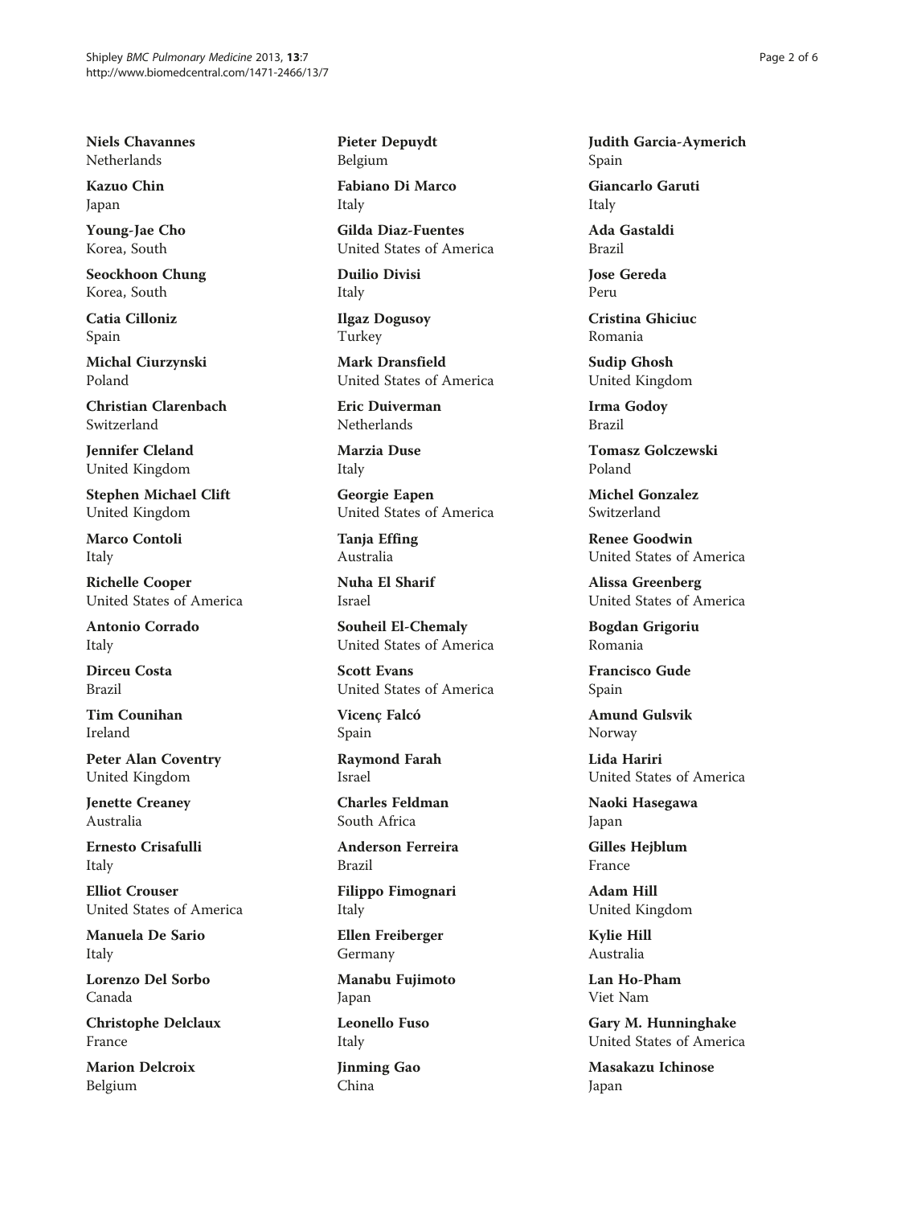**Niels Chavannes**
Netherlands

**Kazuo Chin**
Japan

**Young-Jae Cho**
Korea, South

**Seockhoon Chung**
Korea, South

**Catia Cilloniz**
Spain

**Michal Ciurzynski**
Poland

**Christian Clarenbach**
Switzerland

**Jennifer Cleland**
United Kingdom

**Stephen Michael Clift**
United Kingdom

**Marco Contoli**
Italy

**Richelle Cooper**
United States of America

**Antonio Corrado**
Italy

**Dirceu Costa**
Brazil

**Tim Counihan**
Ireland

**Peter Alan Coventry**
United Kingdom

**Jenette Creaney**
Australia

**Ernesto Crisafulli**
Italy

**Elliot Crouser**
United States of America

**Manuela De Sario**
Italy

**Lorenzo Del Sorbo**
Canada

**Christophe Delclaux**
France

**Marion Delcroix**
Belgium

**Pieter Depuydt**
Belgium

**Fabiano Di Marco**
Italy

**Gilda Diaz-Fuentes**
United States of America

**Duilio Divisi**
Italy

**Ilgaz Dogusoy**
Turkey

**Mark Dransfield**
United States of America

**Eric Duiverman**
Netherlands

**Marzia Duse**
Italy

**Georgie Eapen**
United States of America

**Tanja Effing**
Australia

**Nuha El Sharif**
Israel

**Souheil El-Chemaly**
United States of America

**Scott Evans**
United States of America

**Vicenç Falcó**
Spain

**Raymond Farah**
Israel

**Charles Feldman**
South Africa

**Anderson Ferreira**
Brazil

**Filippo Fimognari**
Italy

**Ellen Freiberger**
Germany

**Manabu Fujimoto**
Japan

**Leonello Fuso**
Italy

**Jinming Gao**
China

**Judith Garcia-Aymerich**
Spain

**Giancarlo Garuti**
Italy

**Ada Gastaldi**
Brazil

**Jose Gereda**
Peru

**Cristina Ghiciuc**
Romania

**Sudip Ghosh**
United Kingdom

**Irma Godoy**
Brazil

**Tomasz Golczewski**
Poland

**Michel Gonzalez**
Switzerland

**Renee Goodwin**
United States of America

**Alissa Greenberg**
United States of America

**Bogdan Grigoriu**
Romania

**Francisco Gude**
Spain

**Amund Gulsvik**
Norway

**Lida Hariri**
United States of America

**Naoki Hasegawa**
Japan

**Gilles Hejblum**
France

**Adam Hill**
United Kingdom

**Kylie Hill**
Australia

**Lan Ho-Pham**
Viet Nam

**Gary M. Hunninghake**
United States of America

**Masakazu Ichinose**
Japan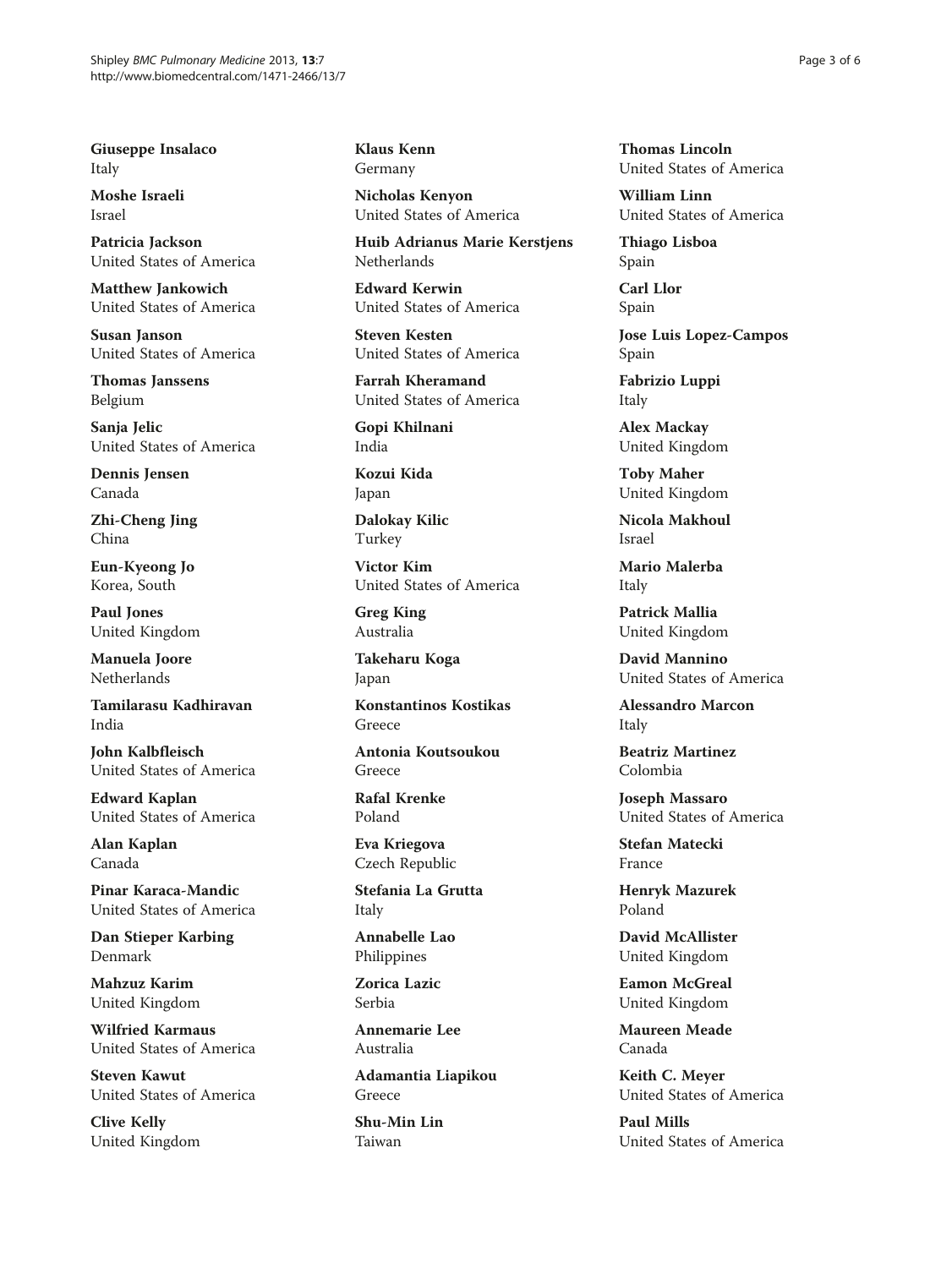**Giuseppe Insalaco**
Italy

**Moshe Israeli**
Israel

**Patricia Jackson**
United States of America

**Matthew Jankowich**
United States of America

**Susan Janson**
United States of America

**Thomas Janssens**
Belgium

**Sanja Jelic**
United States of America

**Dennis Jensen**
Canada

**Zhi-Cheng Jing**
China

**Eun-Kyeong Jo**
Korea, South

**Paul Jones**
United Kingdom

**Manuela Joore**
Netherlands

**Tamilarasu Kadhiravan**
India

**John Kalbfleisch**
United States of America

**Edward Kaplan**
United States of America

**Alan Kaplan**
Canada

**Pinar Karaca-Mandic**
United States of America

**Dan Stieper Karbing**
Denmark

**Mahzuz Karim**
United Kingdom

**Wilfried Karmaus**
United States of America

**Steven Kawut**
United States of America

**Clive Kelly**
United Kingdom

**Klaus Kenn**
Germany

**Nicholas Kenyon**
United States of America

**Huib Adrianus Marie Kerstjens**
Netherlands

**Edward Kerwin**
United States of America

**Steven Kesten**
United States of America

**Farrah Kheramand**
United States of America

**Gopi Khilnani**
India

**Kozui Kida**
Japan

**Dalokay Kilic**
Turkey

**Victor Kim**
United States of America

**Greg King**
Australia

**Takeharu Koga**
Japan

**Konstantinos Kostikas**
Greece

**Antonia Koutsoukou**
Greece

**Rafal Krenke**
Poland

**Eva Kriegova**
Czech Republic

**Stefania La Grutta**
Italy

**Annabelle Lao**
Philippines

**Zorica Lazic**
Serbia

**Annemarie Lee**
Australia

**Adamantia Liapikou**
Greece

**Shu-Min Lin**
Taiwan

**Thomas Lincoln**
United States of America

**William Linn**
United States of America

**Thiago Lisboa**
Spain

**Carl Llor**
Spain

**Jose Luis Lopez-Campos**
Spain

**Fabrizio Luppi**
Italy

**Alex Mackay**
United Kingdom

**Toby Maher**
United Kingdom

**Nicola Makhoul**
Israel

**Mario Malerba**
Italy

**Patrick Mallia**
United Kingdom

**David Mannino**
United States of America

**Alessandro Marcon**
Italy

**Beatriz Martinez**
Colombia

**Joseph Massaro**
United States of America

**Stefan Matecki**
France

**Henryk Mazurek**
Poland

**David McAllister**
United Kingdom

**Eamon McGreal**
United Kingdom

**Maureen Meade**
Canada

**Keith C. Meyer**
United States of America

**Paul Mills**
United States of America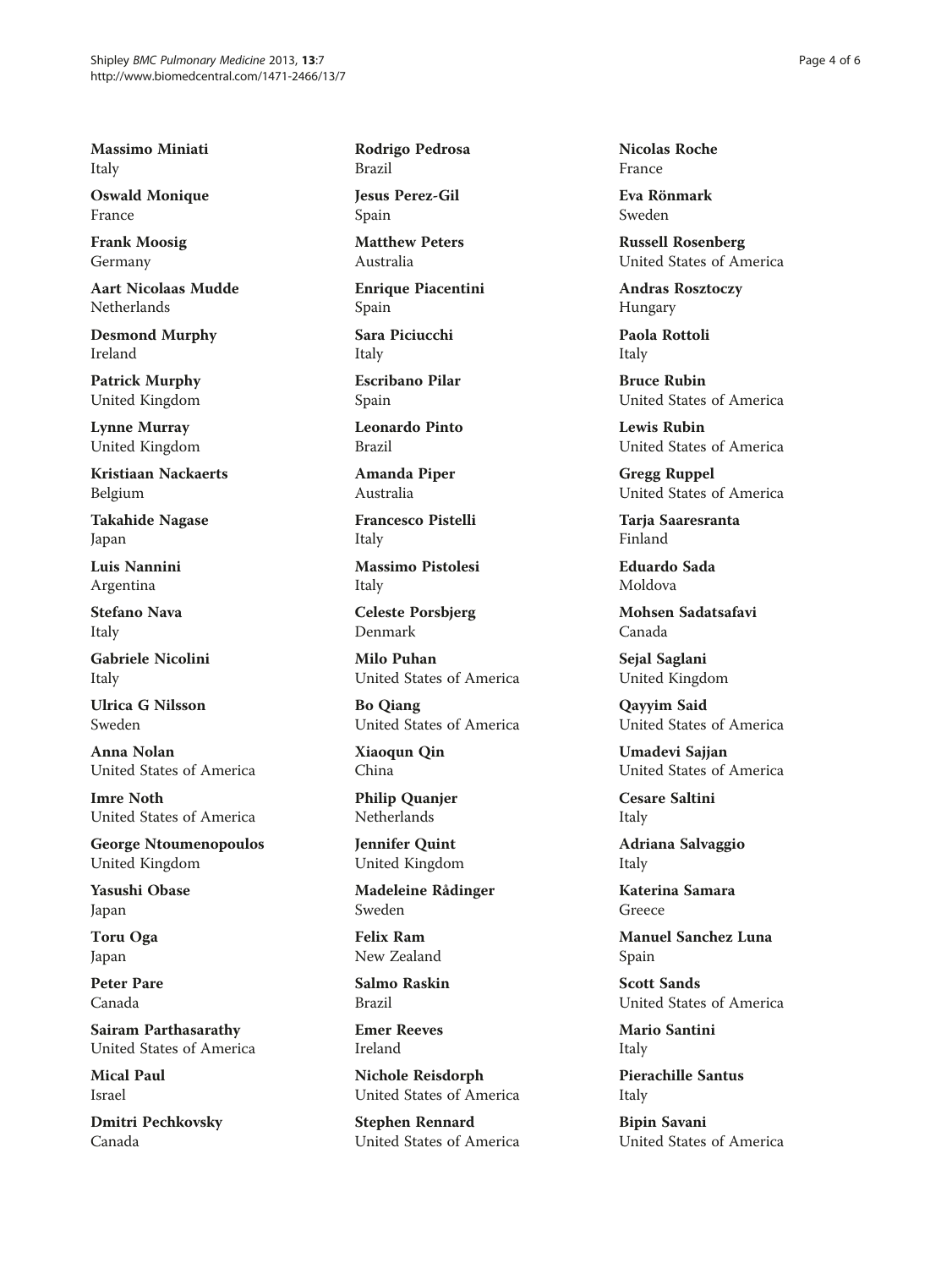**Massimo Miniati**
Italy

**Oswald Monique**
France

**Frank Moosig**
Germany

**Aart Nicolaas Mudde**
Netherlands

**Desmond Murphy**
Ireland

**Patrick Murphy**
United Kingdom

**Lynne Murray**
United Kingdom

**Kristiaan Nackaerts**
Belgium

**Takahide Nagase**
Japan

**Luis Nannini**
Argentina

**Stefano Nava**
Italy

**Gabriele Nicolini**
Italy

**Ulrica G Nilsson**
Sweden

**Anna Nolan**
United States of America

**Imre Noth**
United States of America

**George Ntoumenopoulos**
United Kingdom

**Yasushi Obase**
Japan

**Toru Oga**
Japan

**Peter Pare**
Canada

**Sairam Parthasarathy**
United States of America

**Mical Paul**
Israel

**Dmitri Pechkovsky**
Canada

**Rodrigo Pedrosa**
Brazil

**Jesus Perez-Gil**
Spain

**Matthew Peters**
Australia

**Enrique Piacentini**
Spain

**Sara Piciucchi**
Italy

**Escribano Pilar**
Spain

**Leonardo Pinto**
Brazil

**Amanda Piper**
Australia

**Francesco Pistelli**
Italy

**Massimo Pistolesi**
Italy

**Celeste Porsbjerg**
Denmark

**Milo Puhan**
United States of America

**Bo Qiang**
United States of America

**Xiaoqun Qin**
China

**Philip Quanjer**
Netherlands

**Jennifer Quint**
United Kingdom

**Madeleine Rådinger**
Sweden

**Felix Ram**
New Zealand

**Salmo Raskin**
Brazil

**Emer Reeves**
Ireland

**Nichole Reisdorph**
United States of America

**Stephen Rennard**
United States of America

**Nicolas Roche**
France

**Eva Rönmark**
Sweden

**Russell Rosenberg**
United States of America

**Andras Rosztoczy**
Hungary

**Paola Rottoli**
Italy

**Bruce Rubin**
United States of America

**Lewis Rubin**
United States of America

**Gregg Ruppel**
United States of America

**Tarja Saaresranta**
Finland

**Eduardo Sada**
Moldova

**Mohsen Sadatsafavi**
Canada

**Sejal Saglani**
United Kingdom

**Qayyim Said**
United States of America

**Umadevi Sajjan**
United States of America

**Cesare Saltini**
Italy

**Adriana Salvaggio**
Italy

**Katerina Samara**
Greece

**Manuel Sanchez Luna**
Spain

**Scott Sands**
United States of America

**Mario Santini**
Italy

**Pierachille Santus**
Italy

**Bipin Savani**
United States of America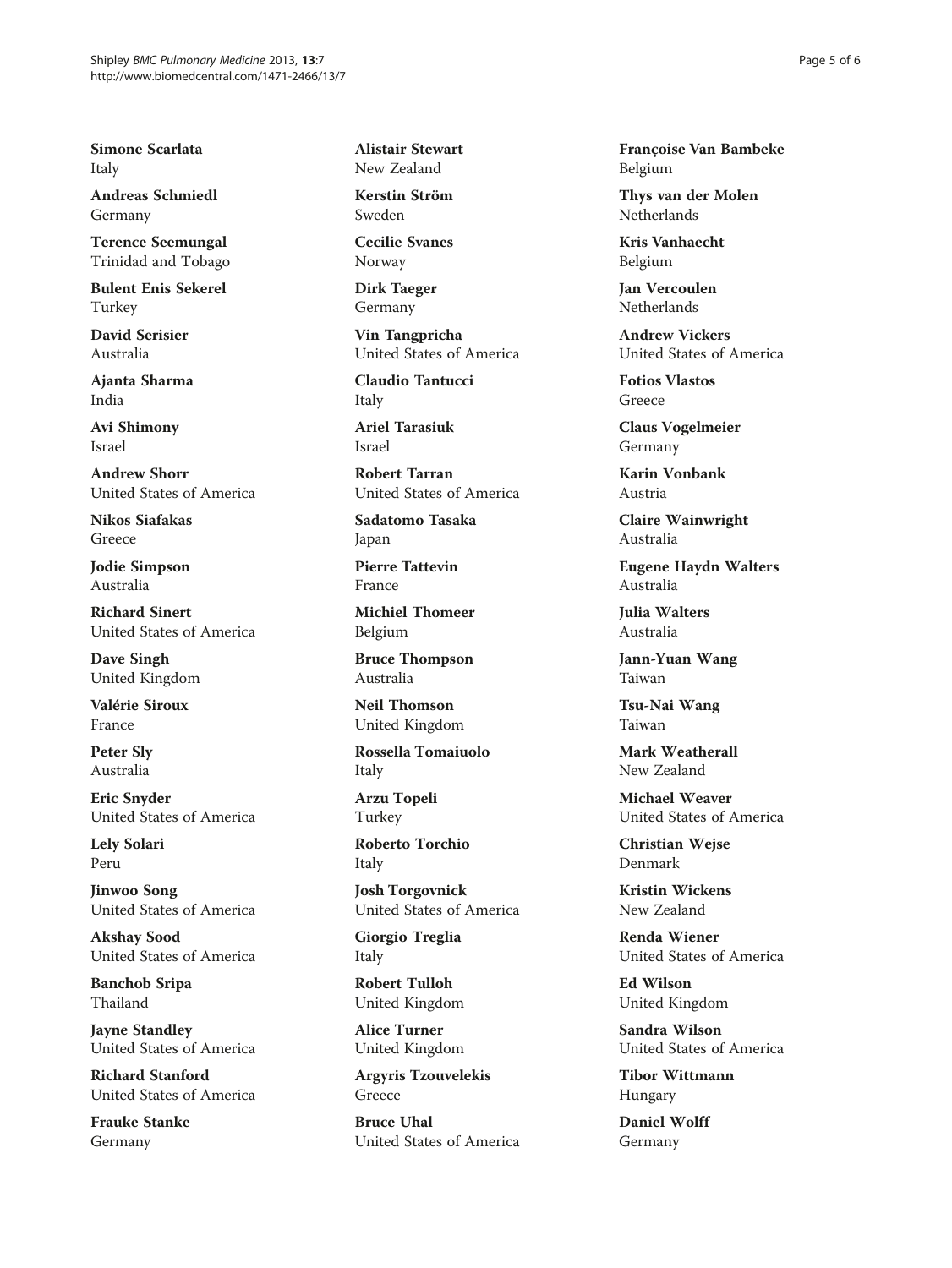**Simone Scarlata**
Italy

**Andreas Schmiedl**
Germany

**Terence Seemungal**
Trinidad and Tobago

**Bulent Enis Sekerel**
Turkey

**David Serisier**
Australia

**Ajanta Sharma**
India

**Avi Shimony**
Israel

**Andrew Shorr**
United States of America

**Nikos Siafakas**
Greece

**Jodie Simpson**
Australia

**Richard Sinert**
United States of America

**Dave Singh**
United Kingdom

**Valérie Siroux**
France

**Peter Sly**
Australia

**Eric Snyder**
United States of America

**Lely Solari**
Peru

**Jinwoo Song**
United States of America

**Akshay Sood**
United States of America

**Banchob Sripa**
Thailand

**Jayne Standley**
United States of America

**Richard Stanford**
United States of America

**Frauke Stanke**
Germany

**Alistair Stewart**
New Zealand

**Kerstin Ström**
Sweden

**Cecilie Svanes**
Norway

**Dirk Taeger**
Germany

**Vin Tangpricha**
United States of America

**Claudio Tantucci**
Italy

**Ariel Tarasiuk**
Israel

**Robert Tarran**
United States of America

**Sadatomo Tasaka**
Japan

**Pierre Tattevin**
France

**Michiel Thomeer**
Belgium

**Bruce Thompson**
Australia

**Neil Thomson**
United Kingdom

**Rossella Tomaiuolo**
Italy

**Arzu Topeli**
Turkey

**Roberto Torchio**
Italy

**Josh Torgovnick**
United States of America

**Giorgio Treglia**
Italy

**Robert Tulloh**
United Kingdom

**Alice Turner**
United Kingdom

**Argyris Tzouvelekis**
Greece

**Bruce Uhal**
United States of America

**Françoise Van Bambeke**
Belgium

**Thys van der Molen**
Netherlands

**Kris Vanhaecht**
Belgium

**Jan Vercoulen**
Netherlands

**Andrew Vickers**
United States of America

**Fotios Vlastos**
Greece

**Claus Vogelmeier**
Germany

**Karin Vonbank**
Austria

**Claire Wainwright**
Australia

**Eugene Haydn Walters**
Australia

**Julia Walters**
Australia

**Jann-Yuan Wang**
Taiwan

**Tsu-Nai Wang**
Taiwan

**Mark Weatherall**
New Zealand

**Michael Weaver**
United States of America

**Christian Wejse**
Denmark

**Kristin Wickens**
New Zealand

**Renda Wiener**
United States of America

**Ed Wilson**
United Kingdom

**Sandra Wilson**
United States of America

**Tibor Wittmann**
Hungary

**Daniel Wolff**
Germany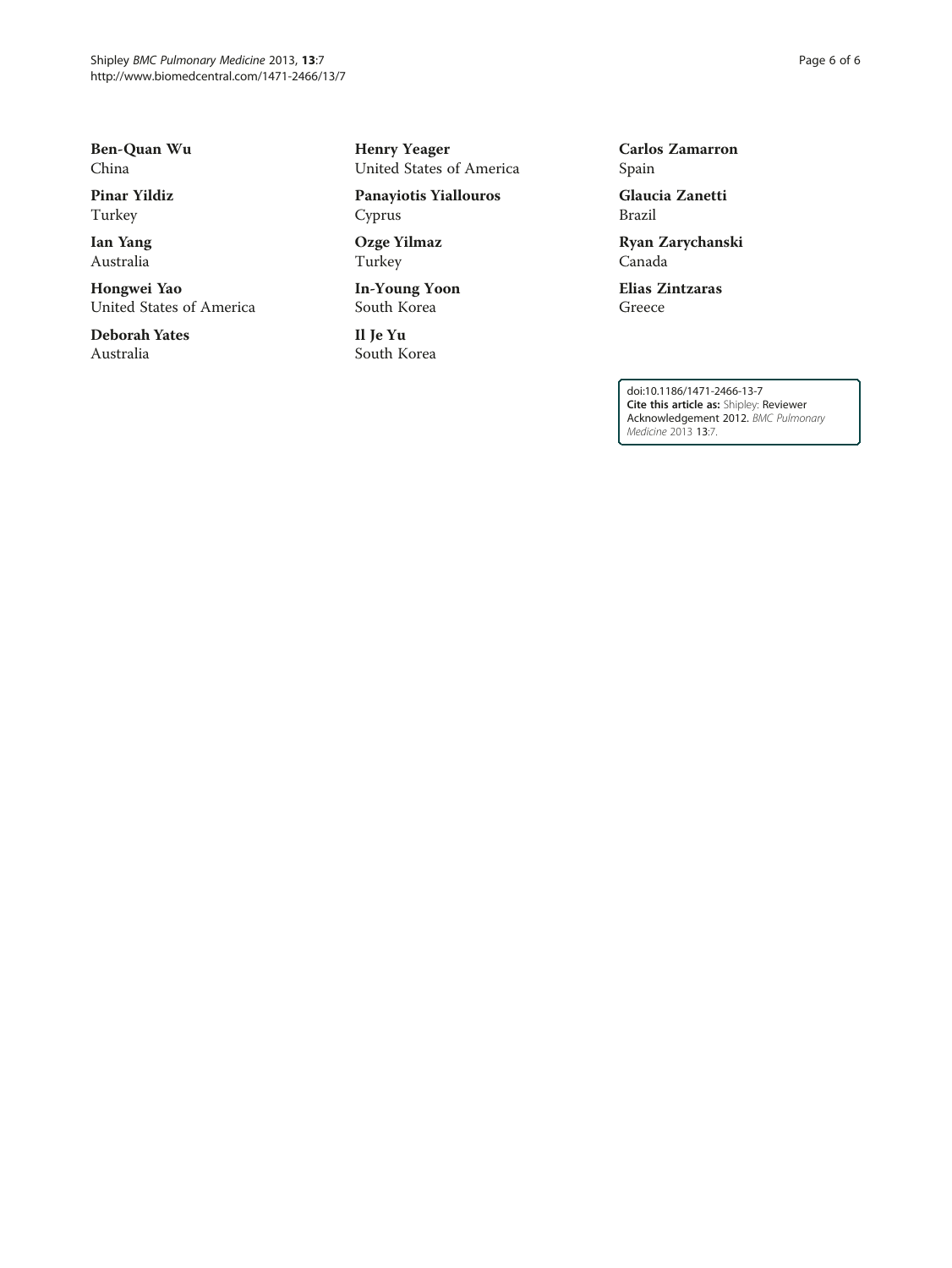**Ben-Quan Wu**
China

**Pinar Yildiz**
Turkey

**Ian Yang**
Australia

**Hongwei Yao**
United States of America

**Deborah Yates**
Australia

**Henry Yeager**
United States of America

**Panayiotis Yiallouros**
Cyprus

**Ozge Yilmaz**
Turkey

**In-Young Yoon**
South Korea

**Il Je Yu**
South Korea

**Carlos Zamarron**
Spain

**Glaucia Zanetti**
Brazil

**Ryan Zarychanski**
Canada

**Elias Zintzaras**
Greece

doi:10.1186/1471-2466-13-7
**Cite this article as:** Shipley: Reviewer Acknowledgement 2012. *BMC Pulmonary Medicine* 2013 **13**:7.